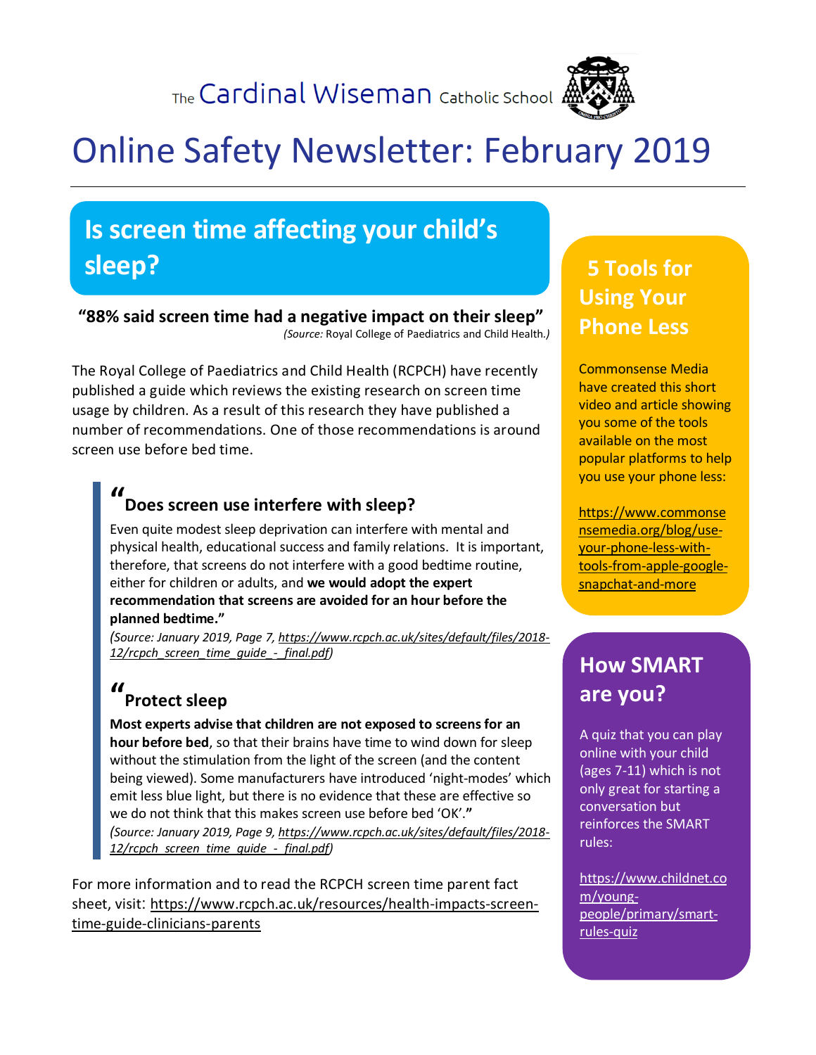The Cardinal Wiseman Catholic School

# Online Safety Newsletter: February 2019

## Is screen time affecting your child's sleep?

**"88% said screen time had a negative impact on their sleep"**
*(Source:* Royal College of Paediatrics and Child Health.*)*

The Royal College of Paediatrics and Child Health (RCPCH) have recently published a guide which reviews the existing research on screen time usage by children. As a result of this research they have published a number of recommendations. One of those recommendations is around screen use before bed time.

> **"Does screen use interfere with sleep?**
>
> Even quite modest sleep deprivation can interfere with mental and physical health, educational success and family relations. It is important, therefore, that screens do not interfere with a good bedtime routine, either for children or adults, and **we would adopt the expert recommendation that screens are avoided for an hour before the planned bedtime."**
>
> *(Source: January 2019, Page 7, https://www.rcpch.ac.uk/sites/default/files/2018-12/rcpch_screen_time_guide_-_final.pdf)*

> **"Protect sleep**
>
> **Most experts advise that children are not exposed to screens for an hour before bed**, so that their brains have time to wind down for sleep without the stimulation from the light of the screen (and the content being viewed). Some manufacturers have introduced 'night-modes' which emit less blue light, but there is no evidence that these are effective so we do not think that this makes screen use before bed 'OK'.**"**
>
> *(Source: January 2019, Page 9, https://www.rcpch.ac.uk/sites/default/files/2018-12/rcpch_screen_time_guide_-_final.pdf)*

For more information and to read the RCPCH screen time parent fact sheet, visit: https://www.rcpch.ac.uk/resources/health-impacts-screen-time-guide-clinicians-parents

## 5 Tools for Using Your Phone Less

Commonsense Media have created this short video and article showing you some of the tools available on the most popular platforms to help you use your phone less:

https://www.commonsensemedia.org/blog/use-your-phone-less-with-tools-from-apple-google-snapchat-and-more

## How SMART are you?

A quiz that you can play online with your child (ages 7-11) which is not only great for starting a conversation but reinforces the SMART rules:

https://www.childnet.com/young-people/primary/smart-rules-quiz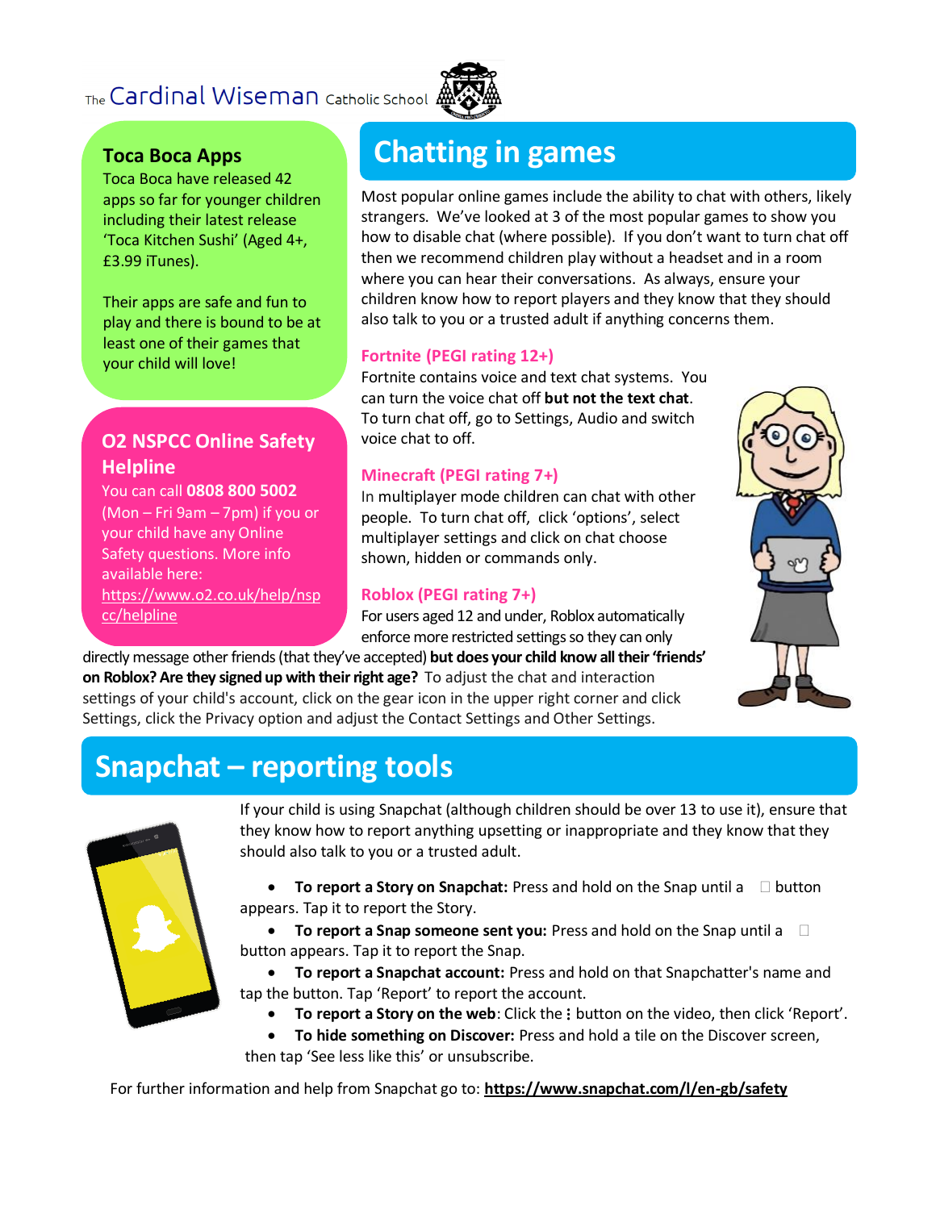The Cardinal Wiseman Catholic School

## Toca Boca Apps

Toca Boca have released 42 apps so far for younger children including their latest release 'Toca Kitchen Sushi' (Aged 4+, £3.99 iTunes).

Their apps are safe and fun to play and there is bound to be at least one of their games that your child will love!

## O2 NSPCC Online Safety Helpline

You can call **0808 800 5002** (Mon – Fri 9am – 7pm) if you or your child have any Online Safety questions. More info available here: https://www.o2.co.uk/help/nspcc/helpline

# Chatting in games

Most popular online games include the ability to chat with others, likely strangers. We've looked at 3 of the most popular games to show you how to disable chat (where possible). If you don't want to turn chat off then we recommend children play without a headset and in a room where you can hear their conversations. As always, ensure your children know how to report players and they know that they should also talk to you or a trusted adult if anything concerns them.

### Fortnite (PEGI rating 12+)

Fortnite contains voice and text chat systems. You can turn the voice chat off **but not the text chat**. To turn chat off, go to Settings, Audio and switch voice chat to off.

### Minecraft (PEGI rating 7+)

In multiplayer mode children can chat with other people. To turn chat off, click 'options', select multiplayer settings and click on chat choose shown, hidden or commands only.

### Roblox (PEGI rating 7+)

For users aged 12 and under, Roblox automatically enforce more restricted settings so they can only directly message other friends (that they've accepted) **but does your child know all their 'friends' on Roblox? Are they signed up with their right age?** To adjust the chat and interaction settings of your child's account, click on the gear icon in the upper right corner and click Settings, click the Privacy option and adjust the Contact Settings and Other Settings.

# Snapchat – reporting tools

If your child is using Snapchat (although children should be over 13 to use it), ensure that they know how to report anything upsetting or inappropriate and they know that they should also talk to you or a trusted adult.

- **To report a Story on Snapchat:** Press and hold on the Snap until a button appears. Tap it to report the Story.
- **To report a Snap someone sent you:** Press and hold on the Snap until a button appears. Tap it to report the Snap.
- **To report a Snapchat account:** Press and hold on that Snapchatter's name and tap the button. Tap 'Report' to report the account.
- **To report a Story on the web**: Click the ⁝ button on the video, then click 'Report'.
- **To hide something on Discover:** Press and hold a tile on the Discover screen, then tap 'See less like this' or unsubscribe.

For further information and help from Snapchat go to: **https://www.snapchat.com/l/en-gb/safety**